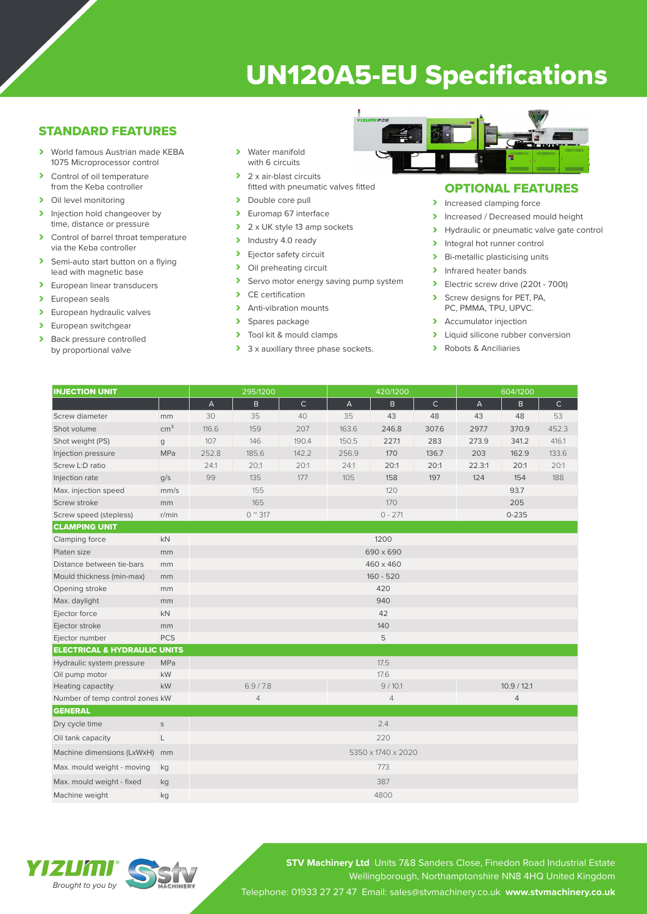# UN120A5-EU Specifications

## STANDARD FEATURES

- World famous Austrian made KEBA 1075 Microprocessor control
- Control of oil temperature from the Keba controller
- Oil level monitoring
- Injection hold changeover by time, distance or pressure
- Control of barrel throat temperature via the Keba controller
- Semi-auto start button on a flying lead with magnetic base
- European linear transducers
- European seals
- European hydraulic valves
- European switchgear
- Back pressure controlled by proportional valve
- Water manifold with 6 circuits
- 2 x air-blast circuits fitted with pneumatic valves fitted
- Double core pull
- Euromap 67 interface
- 2 x UK style 13 amp sockets
- Industry 4.0 ready
- Ejector safety circuit
- Oil preheating circuit
- Servo motor energy saving pump system
- CE certification
- Anti-vibration mounts
- Spares package
- Tool kit & mould clamps
- 3 x auxillary three phase sockets.

## OPTIONAL FEATURES

- Increased clamping force
- Increased / Decreased mould height
- Hydraulic or pneumatic valve gate control
- Integral hot runner control
- Bi-metallic plasticising units
- Infrared heater bands
- Electric screw drive (220t - 700t)
- Screw designs for PET, PA, PC, PMMA, TPU, UPVC.
- Accumulator injection
- Liquid silicone rubber conversion
- Robots & Anciliaries

| INJECTION UNIT | | 295/1200 | | | 420/1200 | | | 604/1200 | | |
|---|---|---|---|---|---|---|---|---|---|---|
| | | A | B | C | A | B | C | A | B | C |
| Screw diameter | mm | 30 | 35 | 40 | 35 | 43 | 48 | 43 | 48 | 53 |
| Shot volume | $cm^3$ | 116.6 | 159 | 207 | 163.6 | 246.8 | 307.6 | 297.7 | 370.9 | 452.3 |
| Shot weight (PS) | g | 107 | 146 | 190.4 | 150.5 | 227.1 | 283 | 273.9 | 341.2 | 416.1 |
| Injection pressure | MPa | 252.8 | 185.6 | 142.2 | 256.9 | 170 | 136.7 | 203 | 162.9 | 133.6 |
| Screw L:D ratio | | 24:1 | 20;1 | 20:1 | 24:1 | 20:1 | 20:1 | 22.3:1 | 20:1 | 20:1 |
| Injection rate | g/s | 99 | 135 | 177 | 105 | 158 | 197 | 124 | 154 | 188 |
| Max. injection speed | mm/s | 155 | | | 120 | | | 93.7 | | |
| Screw stroke | mm | 165 | | | 170 | | | 205 | | |
| Screw speed (stepless) | r/min | 0 ~ 317 | | | 0 - 271 | | | 0-235 | | |
| **CLAMPING UNIT** | | | | | | | | | | |
| Clamping force | kN | 1200 | | | | | | | | |
| Platen size | mm | 690 x 690 | | | | | | | | |
| Distance between tie-bars | mm | 460 x 460 | | | | | | | | |
| Mould thickness (min-max) | mm | 160 - 520 | | | | | | | | |
| Opening stroke | mm | 420 | | | | | | | | |
| Max. daylight | mm | 940 | | | | | | | | |
| Ejector force | kN | 42 | | | | | | | | |
| Ejector stroke | mm | 140 | | | | | | | | |
| Ejector number | PCS | 5 | | | | | | | | |
| **ELECTRICAL & HYDRAULIC UNITS** | | | | | | | | | | |
| Hydraulic system pressure | MPa | 17.5 | | | | | | | | |
| Oil pump motor | kW | 17.6 | | | | | | | | |
| Heating capacity | kW | 6.9 / 7.8 | | | 9 / 10.1 | | | 10.9 / 12.1 | | |
| Number of temp control zones | kW | 4 | | | 4 | | | 4 | | |
| **GENERAL** | | | | | | | | | | |
| Dry cycle time | s | 2.4 | | | | | | | | |
| Oil tank capacity | L | 220 | | | | | | | | |
| Machine dimensions (LxWxH) | mm | 5350 x 1740 x 2020 | | | | | | | | |
| Max. mould weight - moving | kg | 773 | | | | | | | | |
| Max. mould weight - fixed | kg | 387 | | | | | | | | |
| Machine weight | kg | 4800 | | | | | | | | |

YIZUMI® Brought to you by STV MACHINERY

**STV Machinery Ltd** Units 7&8 Sanders Close, Finedon Road Industrial Estate Wellingborough, Northamptonshire NN8 4HQ United Kingdom

Telephone: 01933 27 27 47 Email: sales@stvmachinery.co.uk **www.stvmachinery.co.uk**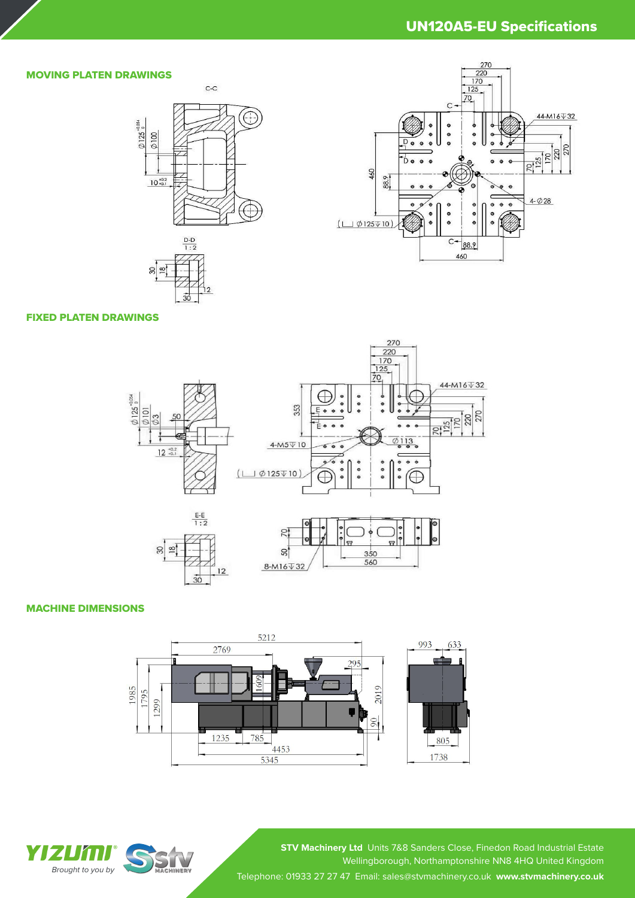# UN120A5-EU Specifications

## MOVING PLATEN DRAWINGS

C-C

Ø125 +0.054 0

Ø100

10 +0.2 +0.1

D-D
1 : 2

30

18

30

12

270
220
170
125
70

C

44-M16↧32

D

D

460

88.9

70
125
170
220
270

4-Ø28

( ⊔ Ø125↧10 )

C

88.9

460

## FIXED PLATEN DRAWINGS

Ø125 +0.054 0

Ø101

Ø3

50

12 +0.2 +0.1

270
220
170
125
70

44-M16↧32

353

E

E

4-M5↧10

Ø113

70
125
170
220
270

( ⊔ Ø125↧10 )

E-E
1 : 2

30

18

30

12

70

50

8-M16↧32

350

560

## MACHINE DIMENSIONS

5212

2769

295

1985

1795

1299

1609

2019

90

1235

785

4453

5345

993

633

805

1738

*Brought to you by*

**STV Machinery Ltd** Units 7&8 Sanders Close, Finedon Road Industrial Estate Wellingborough, Northamptonshire NN8 4HQ United Kingdom

Telephone: 01933 27 27 47 Email: sales@stvmachinery.co.uk **www.stvmachinery.co.uk**